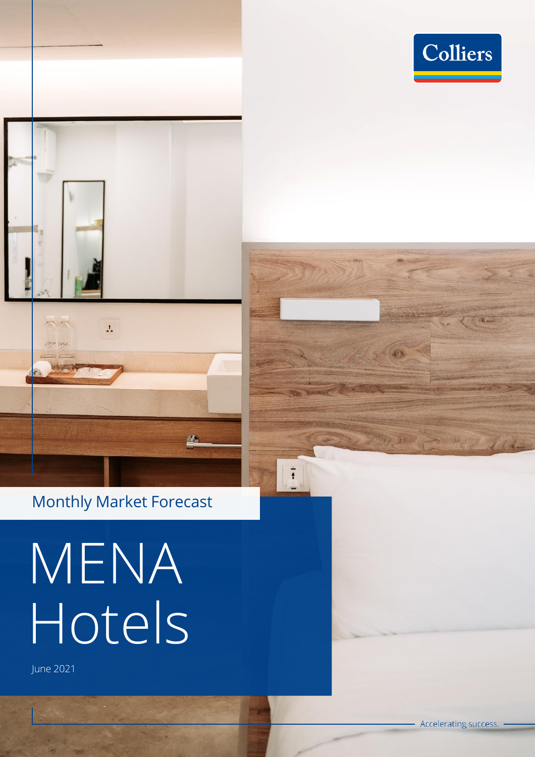Colliers

Monthly Market Forecast

# MENA Hotels

June 2021

Accelerating success.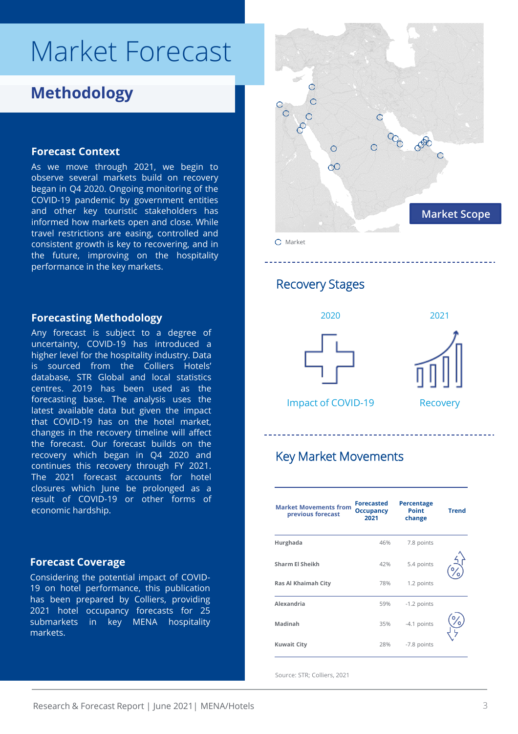# Market Forecast

## Methodology

### Forecast Context

As we move through 2021, we begin to observe several markets build on recovery began in Q4 2020. Ongoing monitoring of the COVID-19 pandemic by government entities and other key touristic stakeholders has informed how markets open and close. While travel restrictions are easing, controlled and consistent growth is key to recovering, and in the future, improving on the hospitality performance in the key markets.

### Forecasting Methodology

Any forecast is subject to a degree of uncertainty, COVID-19 has introduced a higher level for the hospitality industry. Data is sourced from the Colliers Hotels' database, STR Global and local statistics centres. 2019 has been used as the forecasting base. The analysis uses the latest available data but given the impact that COVID-19 has on the hotel market, changes in the recovery timeline will affect the forecast. Our forecast builds on the recovery which began in Q4 2020 and continues this recovery through FY 2021. The 2021 forecast accounts for hotel closures which June be prolonged as a result of COVID-19 or other forms of economic hardship.

### Forecast Coverage

Considering the potential impact of COVID-19 on hotel performance, this publication has been prepared by Colliers, providing 2021 hotel occupancy forecasts for 25 submarkets in key MENA hospitality markets.

### Market Scope

○ Market

### Recovery Stages

2020 — Impact of COVID-19

2021 — Recovery

### Key Market Movements

| Market Movements from previous forecast | Forecasted Occupancy 2021 | Percentage Point change | Trend |
|---|---|---|---|
| Hurghada | 46% | 7.8 points | Up |
| Sharm El Sheikh | 42% | 5.4 points | Up |
| Ras Al Khaimah City | 78% | 1.2 points | Up |
| Alexandria | 59% | -1.2 points | Down |
| Madinah | 35% | -4.1 points | Down |
| Kuwait City | 28% | -7.8 points | Down |

Source: STR; Colliers, 2021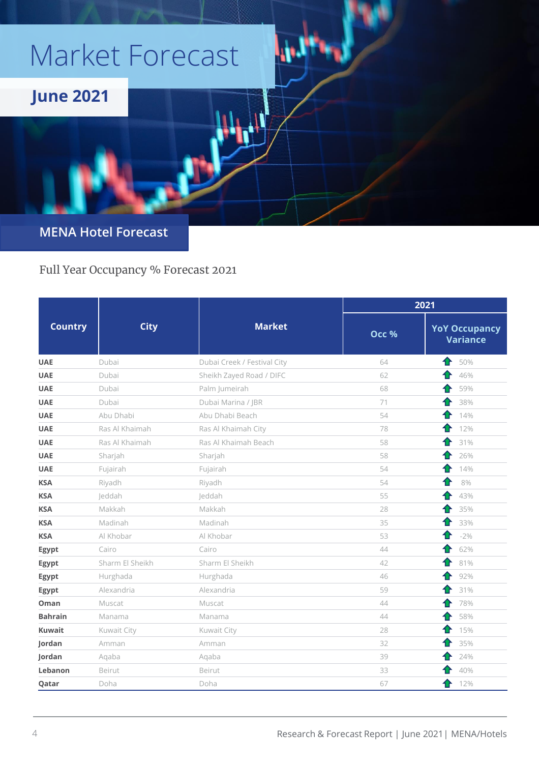# Market Forecast

## June 2021

## MENA Hotel Forecast

Full Year Occupancy % Forecast 2021

| Country | City | Market | 2021 | |
|---|---|---|---|---|
| | | | Occ % | YoY Occupancy Variance |
| UAE | Dubai | Dubai Creek / Festival City | 64 | 50% |
| UAE | Dubai | Sheikh Zayed Road / DIFC | 62 | 46% |
| UAE | Dubai | Palm Jumeirah | 68 | 59% |
| UAE | Dubai | Dubai Marina / JBR | 71 | 38% |
| UAE | Abu Dhabi | Abu Dhabi Beach | 54 | 14% |
| UAE | Ras Al Khaimah | Ras Al Khaimah City | 78 | 12% |
| UAE | Ras Al Khaimah | Ras Al Khaimah Beach | 58 | 31% |
| UAE | Sharjah | Sharjah | 58 | 26% |
| UAE | Fujairah | Fujairah | 54 | 14% |
| KSA | Riyadh | Riyadh | 54 | 8% |
| KSA | Jeddah | Jeddah | 55 | 43% |
| KSA | Makkah | Makkah | 28 | 35% |
| KSA | Madinah | Madinah | 35 | 33% |
| KSA | Al Khobar | Al Khobar | 53 | -2% |
| Egypt | Cairo | Cairo | 44 | 62% |
| Egypt | Sharm El Sheikh | Sharm El Sheikh | 42 | 81% |
| Egypt | Hurghada | Hurghada | 46 | 92% |
| Egypt | Alexandria | Alexandria | 59 | 31% |
| Oman | Muscat | Muscat | 44 | 78% |
| Bahrain | Manama | Manama | 44 | 58% |
| Kuwait | Kuwait City | Kuwait City | 28 | 15% |
| Jordan | Amman | Amman | 32 | 35% |
| Jordan | Aqaba | Aqaba | 39 | 24% |
| Lebanon | Beirut | Beirut | 33 | 40% |
| Qatar | Doha | Doha | 67 | 12% |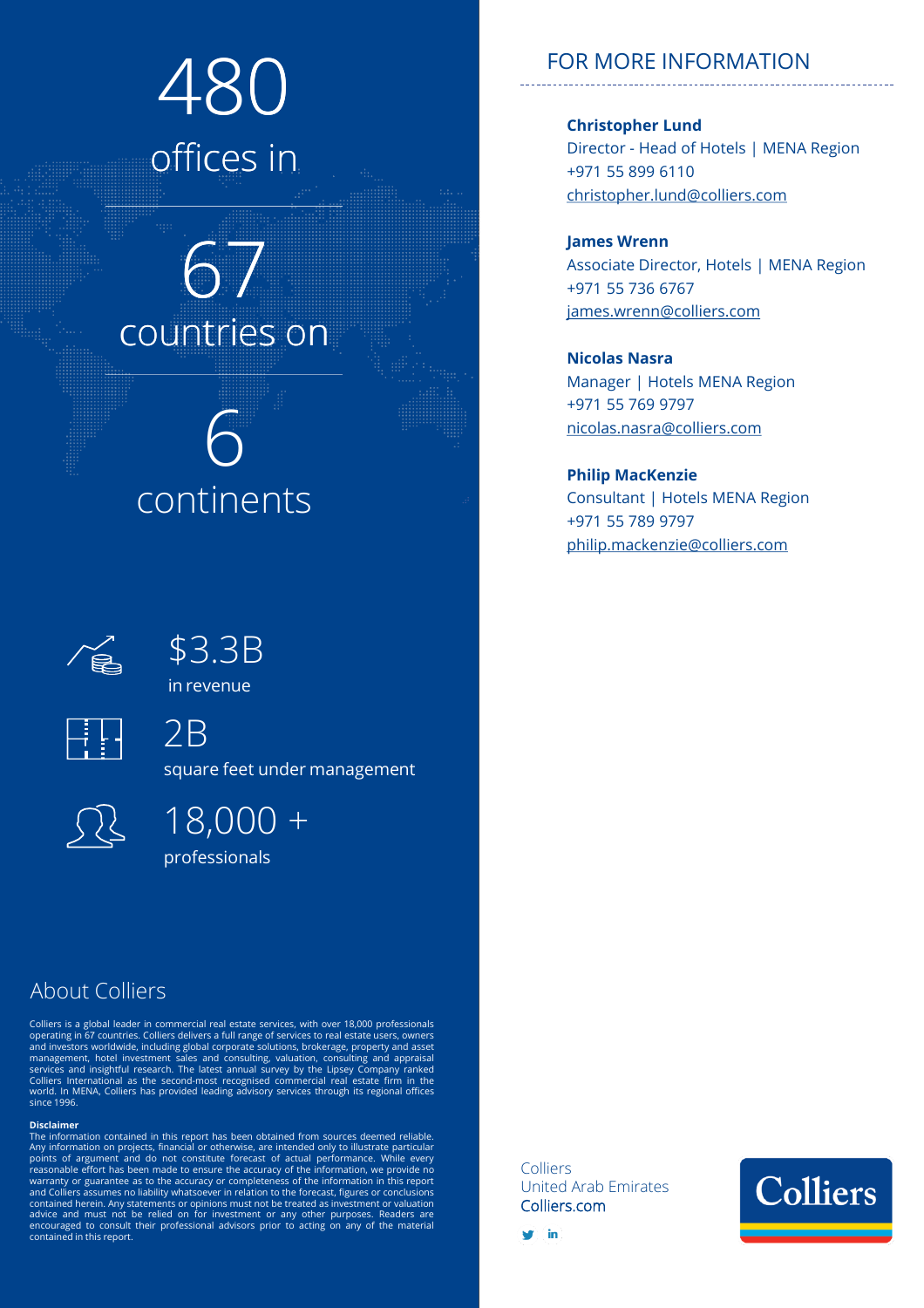480
offices in

67
countries on

6
continents

$3.3B
in revenue

2B
square feet under management

18,000 +
professionals

## About Colliers

Colliers is a global leader in commercial real estate services, with over 18,000 professionals operating in 67 countries. Colliers delivers a full range of services to real estate users, owners and investors worldwide, including global corporate solutions, brokerage, property and asset management, hotel investment sales and consulting, valuation, consulting and appraisal services and insightful research. The latest annual survey by the Lipsey Company ranked Colliers International as the second-most recognised commercial real estate firm in the world. In MENA, Colliers has provided leading advisory services through its regional offices since 1996.

**Disclaimer**
The information contained in this report has been obtained from sources deemed reliable. Any information on projects, financial or otherwise, are intended only to illustrate particular points of argument and do not constitute forecast of actual performance. While every reasonable effort has been made to ensure the accuracy of the information, we provide no warranty or guarantee as to the accuracy or completeness of the information in this report and Colliers assumes no liability whatsoever in relation to the forecast, figures or conclusions contained herein. Any statements or opinions must not be treated as investment or valuation advice and must not be relied on for investment or any other purposes. Readers are encouraged to consult their professional advisors prior to acting on any of the material contained in this report.

## FOR MORE INFORMATION

**Christopher Lund**
Director - Head of Hotels | MENA Region
+971 55 899 6110
christopher.lund@colliers.com

**James Wrenn**
Associate Director, Hotels | MENA Region
+971 55 736 6767
james.wrenn@colliers.com

**Nicolas Nasra**
Manager | Hotels MENA Region
+971 55 769 9797
nicolas.nasra@colliers.com

**Philip MacKenzie**
Consultant | Hotels MENA Region
+971 55 789 9797
philip.mackenzie@colliers.com

Colliers
United Arab Emirates
Colliers.com

Colliers